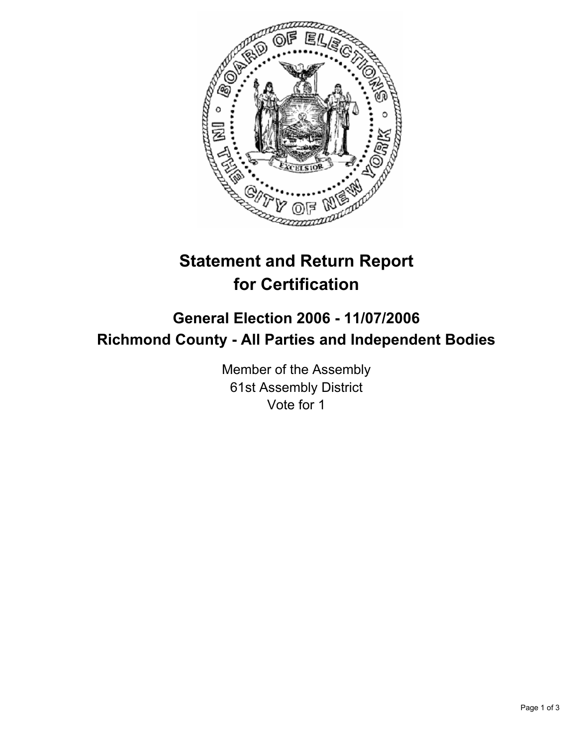# Statement and Return Report for Certification

## General Election 2006 - 11/07/2006
## Richmond County - All Parties and Independent Bodies

Member of the Assembly
61st Assembly District
Vote for 1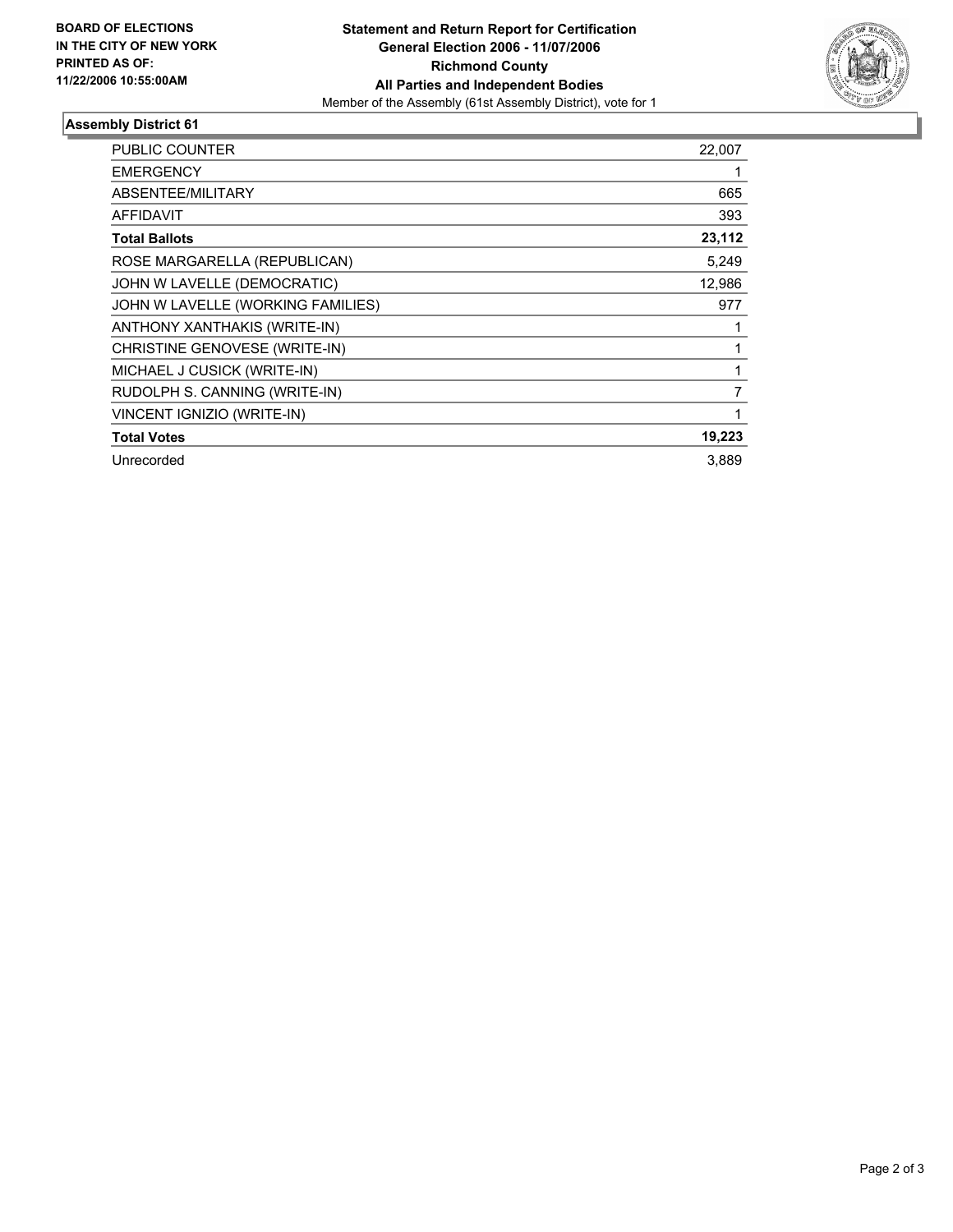**BOARD OF ELECTIONS
IN THE CITY OF NEW YORK
PRINTED AS OF:
11/22/2006 10:55:00AM**

**Statement and Return Report for Certification
General Election 2006 - 11/07/2006
Richmond County
All Parties and Independent Bodies**
Member of the Assembly (61st Assembly District), vote for 1

## Assembly District 61

| | |
|---|---:|
| PUBLIC COUNTER | 22,007 |
| EMERGENCY | 1 |
| ABSENTEE/MILITARY | 665 |
| AFFIDAVIT | 393 |
| **Total Ballots** | **23,112** |
| ROSE MARGARELLA (REPUBLICAN) | 5,249 |
| JOHN W LAVELLE (DEMOCRATIC) | 12,986 |
| JOHN W LAVELLE (WORKING FAMILIES) | 977 |
| ANTHONY XANTHAKIS (WRITE-IN) | 1 |
| CHRISTINE GENOVESE (WRITE-IN) | 1 |
| MICHAEL J CUSICK (WRITE-IN) | 1 |
| RUDOLPH S. CANNING (WRITE-IN) | 7 |
| VINCENT IGNIZIO (WRITE-IN) | 1 |
| **Total Votes** | **19,223** |
| Unrecorded | 3,889 |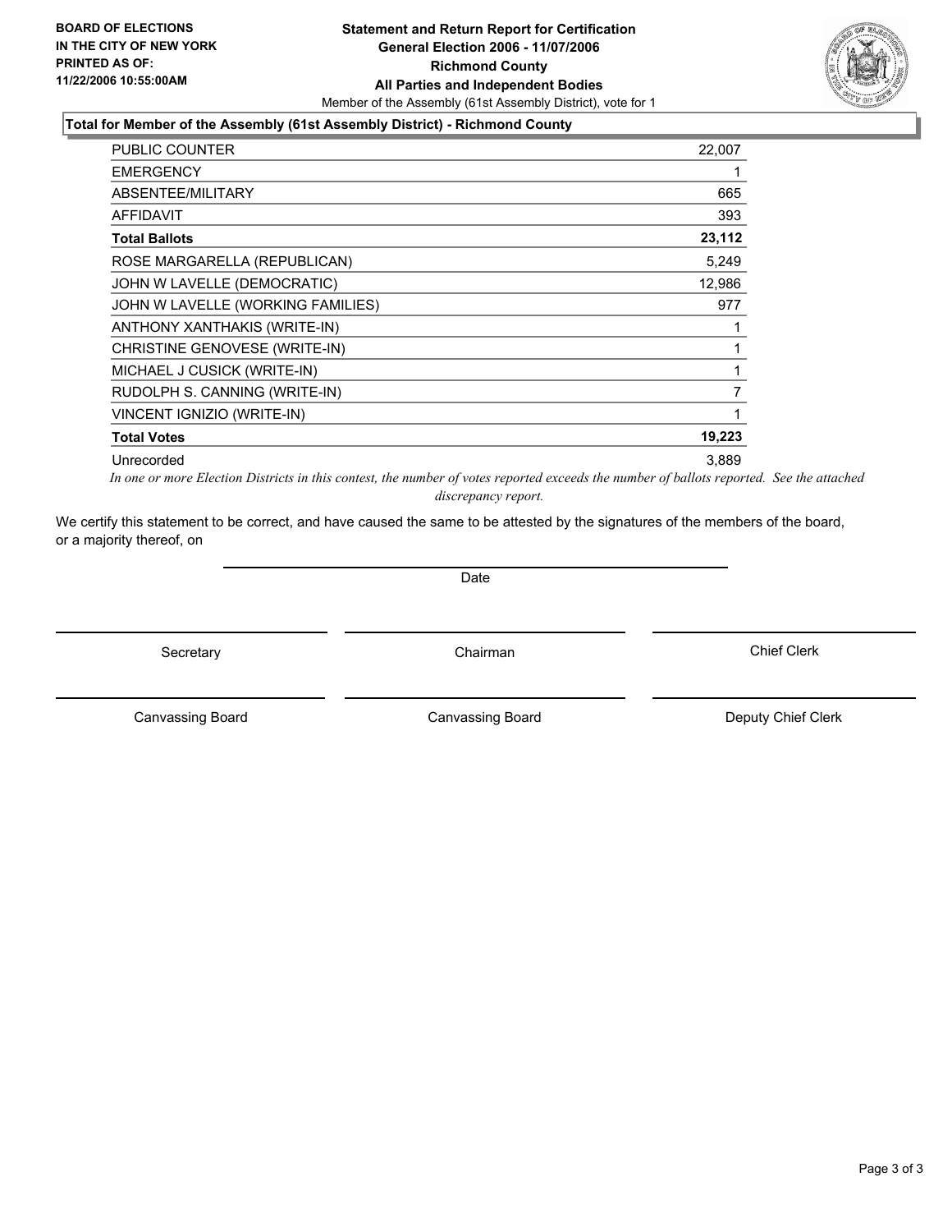**BOARD OF ELECTIONS IN THE CITY OF NEW YORK PRINTED AS OF: 11/22/2006 10:55:00AM**

**Statement and Return Report for Certification**
**General Election 2006 - 11/07/2006**
**Richmond County**
**All Parties and Independent Bodies**
Member of the Assembly (61st Assembly District), vote for 1

**Total for Member of the Assembly (61st Assembly District) - Richmond County**

| | |
|---|---|
| PUBLIC COUNTER | 22,007 |
| EMERGENCY | 1 |
| ABSENTEE/MILITARY | 665 |
| AFFIDAVIT | 393 |
| **Total Ballots** | **23,112** |
| ROSE MARGARELLA (REPUBLICAN) | 5,249 |
| JOHN W LAVELLE (DEMOCRATIC) | 12,986 |
| JOHN W LAVELLE (WORKING FAMILIES) | 977 |
| ANTHONY XANTHAKIS (WRITE-IN) | 1 |
| CHRISTINE GENOVESE (WRITE-IN) | 1 |
| MICHAEL J CUSICK (WRITE-IN) | 1 |
| RUDOLPH S. CANNING (WRITE-IN) | 7 |
| VINCENT IGNIZIO (WRITE-IN) | 1 |
| **Total Votes** | **19,223** |
| Unrecorded | 3,889 |

*In one or more Election Districts in this contest, the number of votes reported exceeds the number of ballots reported. See the attached discrepancy report.*

We certify this statement to be correct, and have caused the same to be attested by the signatures of the members of the board, or a majority thereof, on

Date

Secretary

Chairman

Chief Clerk

Canvassing Board

Canvassing Board

Deputy Chief Clerk